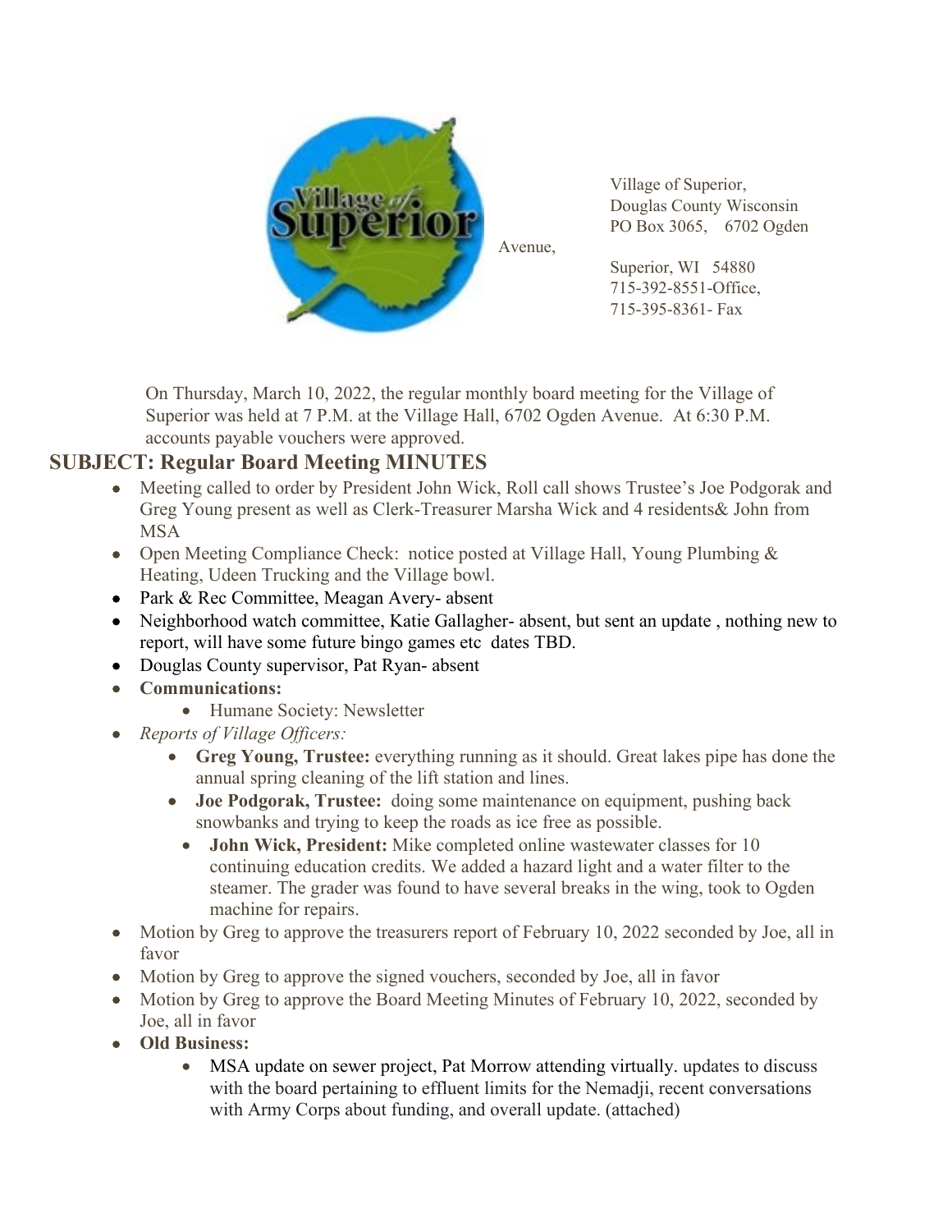Village of Superior,
Douglas County Wisconsin
PO Box 3065, 6702 Ogden Avenue,
Superior, WI 54880
715-392-8551-Office,
715-395-8361- Fax

On Thursday, March 10, 2022, the regular monthly board meeting for the Village of Superior was held at 7 P.M. at the Village Hall, 6702 Ogden Avenue. At 6:30 P.M. accounts payable vouchers were approved.

## SUBJECT: Regular Board Meeting MINUTES

- Meeting called to order by President John Wick, Roll call shows Trustee's Joe Podgorak and Greg Young present as well as Clerk-Treasurer Marsha Wick and 4 residents& John from MSA
- Open Meeting Compliance Check: notice posted at Village Hall, Young Plumbing & Heating, Udeen Trucking and the Village bowl.
- Park & Rec Committee, Meagan Avery- absent
- Neighborhood watch committee, Katie Gallagher- absent, but sent an update , nothing new to report, will have some future bingo games etc dates TBD.
- Douglas County supervisor, Pat Ryan- absent
- **Communications:**
  - Humane Society: Newsletter
- *Reports of Village Officers:*
  - **Greg Young, Trustee:** everything running as it should. Great lakes pipe has done the annual spring cleaning of the lift station and lines.
  - **Joe Podgorak, Trustee:** doing some maintenance on equipment, pushing back snowbanks and trying to keep the roads as ice free as possible.
  - **John Wick, President:** Mike completed online wastewater classes for 10 continuing education credits. We added a hazard light and a water filter to the steamer. The grader was found to have several breaks in the wing, took to Ogden machine for repairs.
- Motion by Greg to approve the treasurers report of February 10, 2022 seconded by Joe, all in favor
- Motion by Greg to approve the signed vouchers, seconded by Joe, all in favor
- Motion by Greg to approve the Board Meeting Minutes of February 10, 2022, seconded by Joe, all in favor
- **Old Business:**
  - MSA update on sewer project, Pat Morrow attending virtually. updates to discuss with the board pertaining to effluent limits for the Nemadji, recent conversations with Army Corps about funding, and overall update. (attached)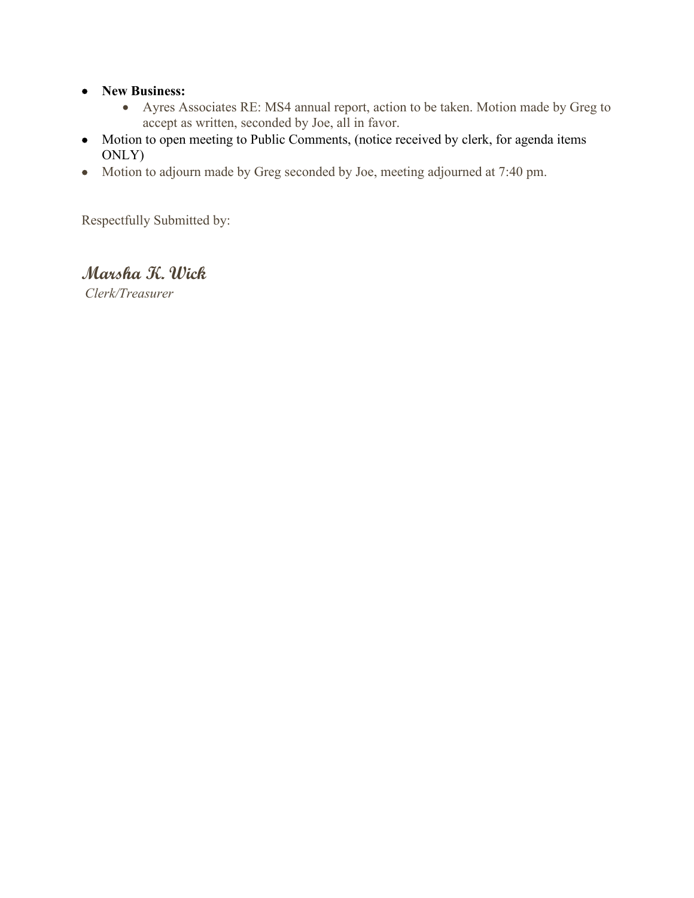- **New Business:**
  - Ayres Associates RE: MS4 annual report, action to be taken. Motion made by Greg to accept as written, seconded by Joe, all in favor.
- Motion to open meeting to Public Comments, (notice received by clerk, for agenda items ONLY)
- Motion to adjourn made by Greg seconded by Joe, meeting adjourned at 7:40 pm.

Respectfully Submitted by:

***Marsha K. Wick***
*Clerk/Treasurer*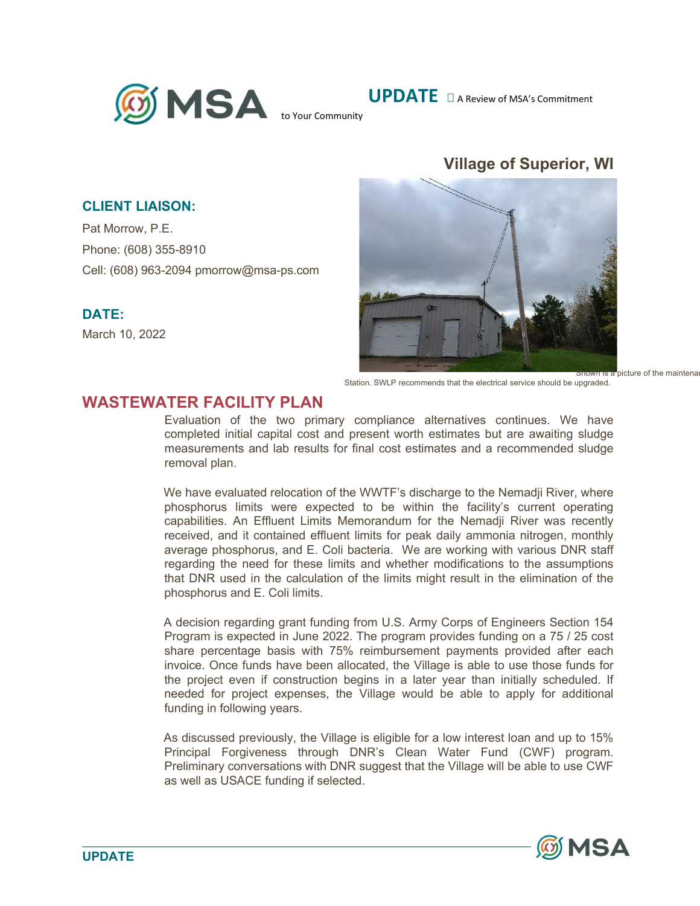**UPDATE** A Review of MSA's Commitment to Your Community

## Village of Superior, WI

### CLIENT LIAISON:

Pat Morrow, P.E.

Phone: (608) 355-8910

Cell: (608) 963-2094 pmorrow@msa-ps.com

### DATE:

March 10, 2022

Shown is a picture of the maintenan Station. SWLP recommends that the electrical service should be upgraded.

## WASTEWATER FACILITY PLAN

Evaluation of the two primary compliance alternatives continues. We have completed initial capital cost and present worth estimates but are awaiting sludge measurements and lab results for final cost estimates and a recommended sludge removal plan.

We have evaluated relocation of the WWTF's discharge to the Nemadji River, where phosphorus limits were expected to be within the facility's current operating capabilities. An Effluent Limits Memorandum for the Nemadji River was recently received, and it contained effluent limits for peak daily ammonia nitrogen, monthly average phosphorus, and E. Coli bacteria. We are working with various DNR staff regarding the need for these limits and whether modifications to the assumptions that DNR used in the calculation of the limits might result in the elimination of the phosphorus and E. Coli limits.

A decision regarding grant funding from U.S. Army Corps of Engineers Section 154 Program is expected in June 2022. The program provides funding on a 75 / 25 cost share percentage basis with 75% reimbursement payments provided after each invoice. Once funds have been allocated, the Village is able to use those funds for the project even if construction begins in a later year than initially scheduled. If needed for project expenses, the Village would be able to apply for additional funding in following years.

As discussed previously, the Village is eligible for a low interest loan and up to 15% Principal Forgiveness through DNR's Clean Water Fund (CWF) program. Preliminary conversations with DNR suggest that the Village will be able to use CWF as well as USACE funding if selected.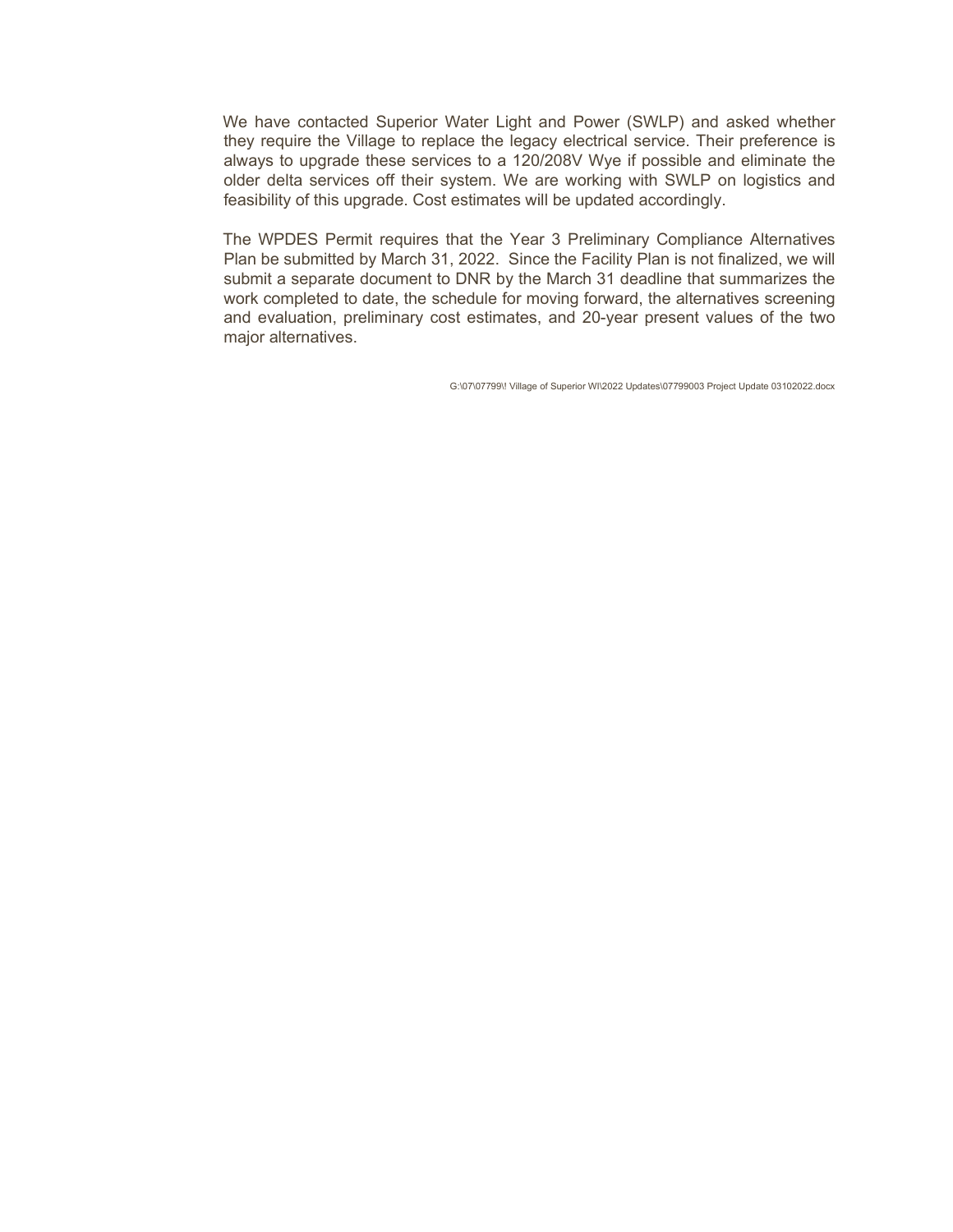We have contacted Superior Water Light and Power (SWLP) and asked whether they require the Village to replace the legacy electrical service. Their preference is always to upgrade these services to a 120/208V Wye if possible and eliminate the older delta services off their system. We are working with SWLP on logistics and feasibility of this upgrade. Cost estimates will be updated accordingly.

The WPDES Permit requires that the Year 3 Preliminary Compliance Alternatives Plan be submitted by March 31, 2022. Since the Facility Plan is not finalized, we will submit a separate document to DNR by the March 31 deadline that summarizes the work completed to date, the schedule for moving forward, the alternatives screening and evaluation, preliminary cost estimates, and 20-year present values of the two major alternatives.

G:\07\07799\! Village of Superior WI\2022 Updates\07799003 Project Update 03102022.docx